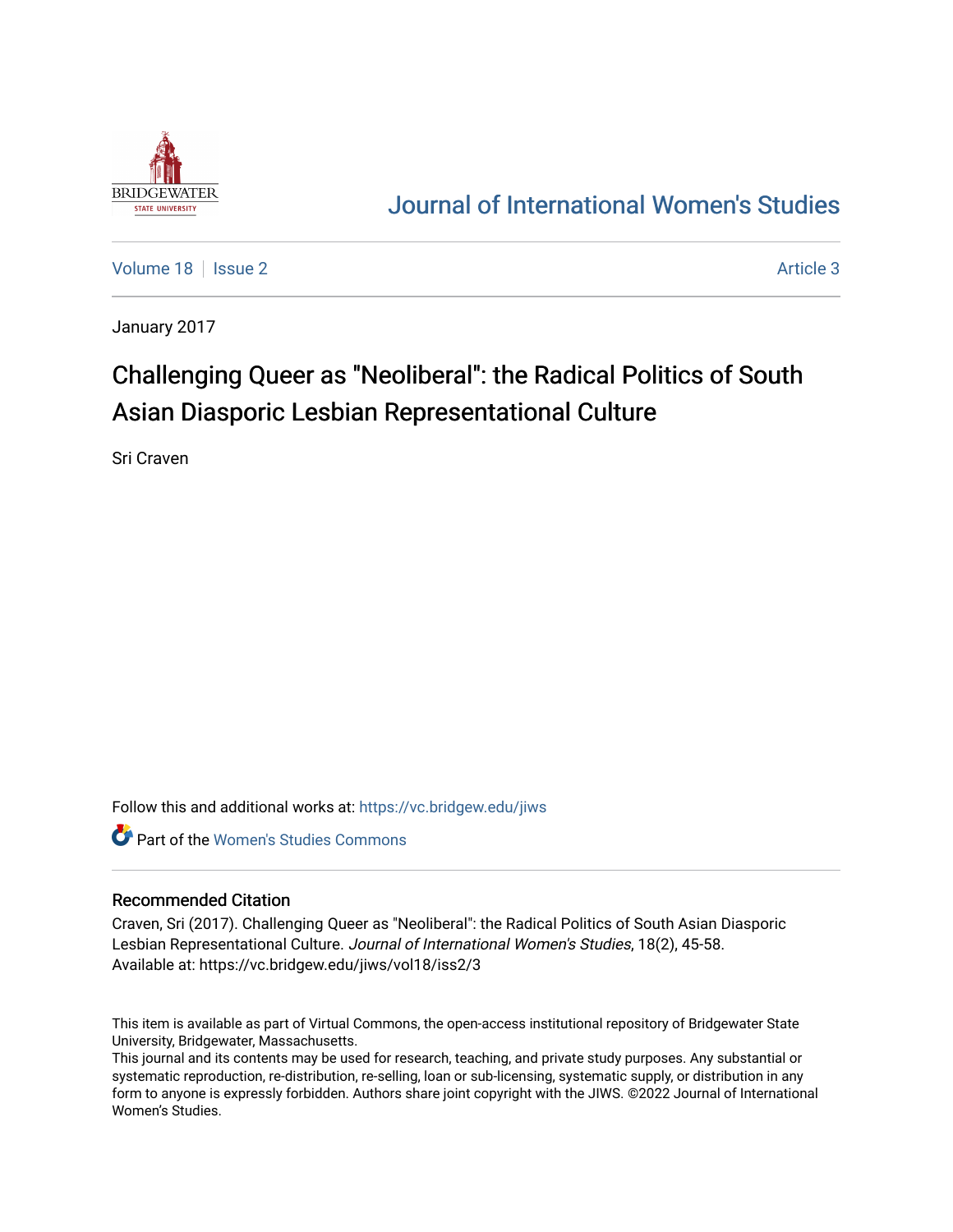Journal of International Women's Studies

Volume 18 | Issue 2 | Article 3

January 2017

# Challenging Queer as "Neoliberal": the Radical Politics of South Asian Diasporic Lesbian Representational Culture

Sri Craven

Follow this and additional works at: https://vc.bridgew.edu/jiws

Part of the Women's Studies Commons

## Recommended Citation

Craven, Sri (2017). Challenging Queer as "Neoliberal": the Radical Politics of South Asian Diasporic Lesbian Representational Culture. *Journal of International Women's Studies*, 18(2), 45-58.
Available at: https://vc.bridgew.edu/jiws/vol18/iss2/3

This item is available as part of Virtual Commons, the open-access institutional repository of Bridgewater State University, Bridgewater, Massachusetts.
This journal and its contents may be used for research, teaching, and private study purposes. Any substantial or systematic reproduction, re-distribution, re-selling, loan or sub-licensing, systematic supply, or distribution in any form to anyone is expressly forbidden. Authors share joint copyright with the JIWS. ©2022 Journal of International Women's Studies.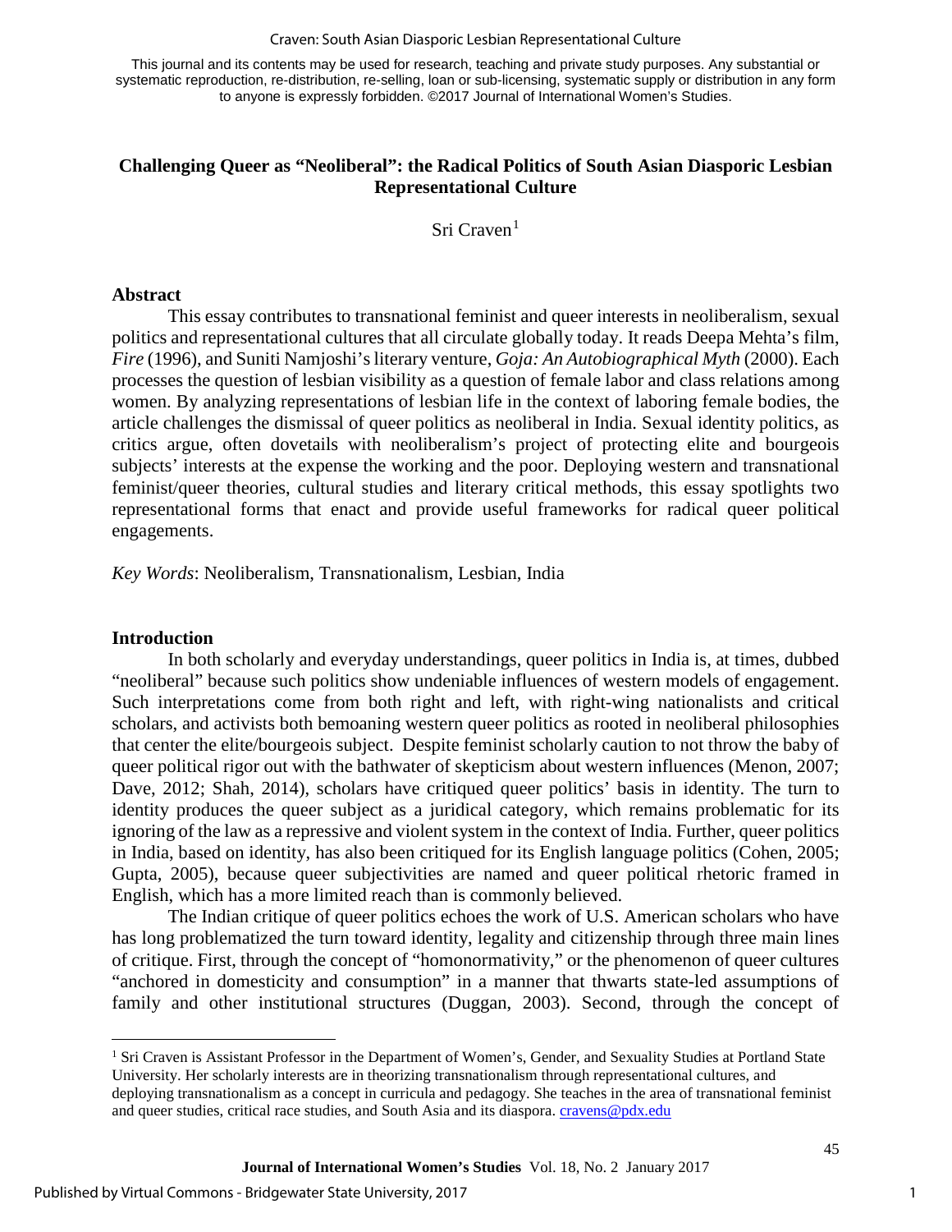This journal and its contents may be used for research, teaching and private study purposes. Any substantial or systematic reproduction, re-distribution, re-selling, loan or sub-licensing, systematic supply or distribution in any form to anyone is expressly forbidden. ©2017 Journal of International Women's Studies.

# Challenging Queer as "Neoliberal": the Radical Politics of South Asian Diasporic Lesbian Representational Culture

Sri Craven[1]

## Abstract

This essay contributes to transnational feminist and queer interests in neoliberalism, sexual politics and representational cultures that all circulate globally today. It reads Deepa Mehta's film, *Fire* (1996), and Suniti Namjoshi's literary venture, *Goja: An Autobiographical Myth* (2000). Each processes the question of lesbian visibility as a question of female labor and class relations among women. By analyzing representations of lesbian life in the context of laboring female bodies, the article challenges the dismissal of queer politics as neoliberal in India. Sexual identity politics, as critics argue, often dovetails with neoliberalism's project of protecting elite and bourgeois subjects' interests at the expense the working and the poor. Deploying western and transnational feminist/queer theories, cultural studies and literary critical methods, this essay spotlights two representational forms that enact and provide useful frameworks for radical queer political engagements.

*Key Words*: Neoliberalism, Transnationalism, Lesbian, India

## Introduction

In both scholarly and everyday understandings, queer politics in India is, at times, dubbed "neoliberal" because such politics show undeniable influences of western models of engagement. Such interpretations come from both right and left, with right-wing nationalists and critical scholars, and activists both bemoaning western queer politics as rooted in neoliberal philosophies that center the elite/bourgeois subject. Despite feminist scholarly caution to not throw the baby of queer political rigor out with the bathwater of skepticism about western influences (Menon, 2007; Dave, 2012; Shah, 2014), scholars have critiqued queer politics' basis in identity. The turn to identity produces the queer subject as a juridical category, which remains problematic for its ignoring of the law as a repressive and violent system in the context of India. Further, queer politics in India, based on identity, has also been critiqued for its English language politics (Cohen, 2005; Gupta, 2005), because queer subjectivities are named and queer political rhetoric framed in English, which has a more limited reach than is commonly believed.

The Indian critique of queer politics echoes the work of U.S. American scholars who have has long problematized the turn toward identity, legality and citizenship through three main lines of critique. First, through the concept of "homonormativity," or the phenomenon of queer cultures "anchored in domesticity and consumption" in a manner that thwarts state-led assumptions of family and other institutional structures (Duggan, 2003). Second, through the concept of

[1] Sri Craven is Assistant Professor in the Department of Women's, Gender, and Sexuality Studies at Portland State University. Her scholarly interests are in theorizing transnationalism through representational cultures, and deploying transnationalism as a concept in curricula and pedagogy. She teaches in the area of transnational feminist and queer studies, critical race studies, and South Asia and its diaspora. cravens@pdx.edu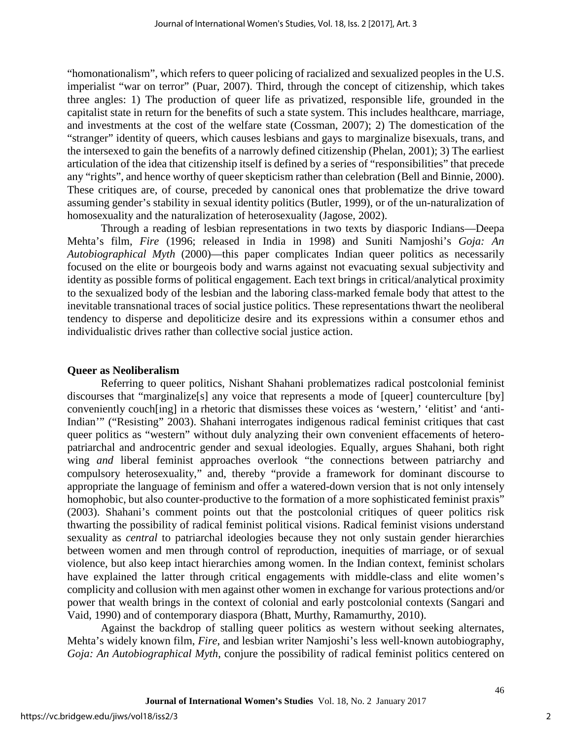"homonationalism", which refers to queer policing of racialized and sexualized peoples in the U.S. imperialist "war on terror" (Puar, 2007). Third, through the concept of citizenship, which takes three angles: 1) The production of queer life as privatized, responsible life, grounded in the capitalist state in return for the benefits of such a state system. This includes healthcare, marriage, and investments at the cost of the welfare state (Cossman, 2007); 2) The domestication of the "stranger" identity of queers, which causes lesbians and gays to marginalize bisexuals, trans, and the intersexed to gain the benefits of a narrowly defined citizenship (Phelan, 2001); 3) The earliest articulation of the idea that citizenship itself is defined by a series of "responsibilities" that precede any "rights", and hence worthy of queer skepticism rather than celebration (Bell and Binnie, 2000). These critiques are, of course, preceded by canonical ones that problematize the drive toward assuming gender's stability in sexual identity politics (Butler, 1999), or of the un-naturalization of homosexuality and the naturalization of heterosexuality (Jagose, 2002).

Through a reading of lesbian representations in two texts by diasporic Indians—Deepa Mehta's film, *Fire* (1996; released in India in 1998) and Suniti Namjoshi's *Goja: An Autobiographical Myth* (2000)—this paper complicates Indian queer politics as necessarily focused on the elite or bourgeois body and warns against not evacuating sexual subjectivity and identity as possible forms of political engagement. Each text brings in critical/analytical proximity to the sexualized body of the lesbian and the laboring class-marked female body that attest to the inevitable transnational traces of social justice politics. These representations thwart the neoliberal tendency to disperse and depoliticize desire and its expressions within a consumer ethos and individualistic drives rather than collective social justice action.

**Queer as Neoliberalism**

Referring to queer politics, Nishant Shahani problematizes radical postcolonial feminist discourses that "marginalize[s] any voice that represents a mode of [queer] counterculture [by] conveniently couch[ing] in a rhetoric that dismisses these voices as 'western,' 'elitist' and 'anti-Indian'" ("Resisting" 2003). Shahani interrogates indigenous radical feminist critiques that cast queer politics as "western" without duly analyzing their own convenient effacements of hetero-patriarchal and androcentric gender and sexual ideologies. Equally, argues Shahani, both right wing *and* liberal feminist approaches overlook "the connections between patriarchy and compulsory heterosexuality," and, thereby "provide a framework for dominant discourse to appropriate the language of feminism and offer a watered-down version that is not only intensely homophobic, but also counter-productive to the formation of a more sophisticated feminist praxis" (2003). Shahani's comment points out that the postcolonial critiques of queer politics risk thwarting the possibility of radical feminist political visions. Radical feminist visions understand sexuality as *central* to patriarchal ideologies because they not only sustain gender hierarchies between women and men through control of reproduction, inequities of marriage, or of sexual violence, but also keep intact hierarchies among women. In the Indian context, feminist scholars have explained the latter through critical engagements with middle-class and elite women's complicity and collusion with men against other women in exchange for various protections and/or power that wealth brings in the context of colonial and early postcolonial contexts (Sangari and Vaid, 1990) and of contemporary diaspora (Bhatt, Murthy, Ramamurthy, 2010).

Against the backdrop of stalling queer politics as western without seeking alternates, Mehta's widely known film, *Fire*, and lesbian writer Namjoshi's less well-known autobiography, *Goja: An Autobiographical Myth*, conjure the possibility of radical feminist politics centered on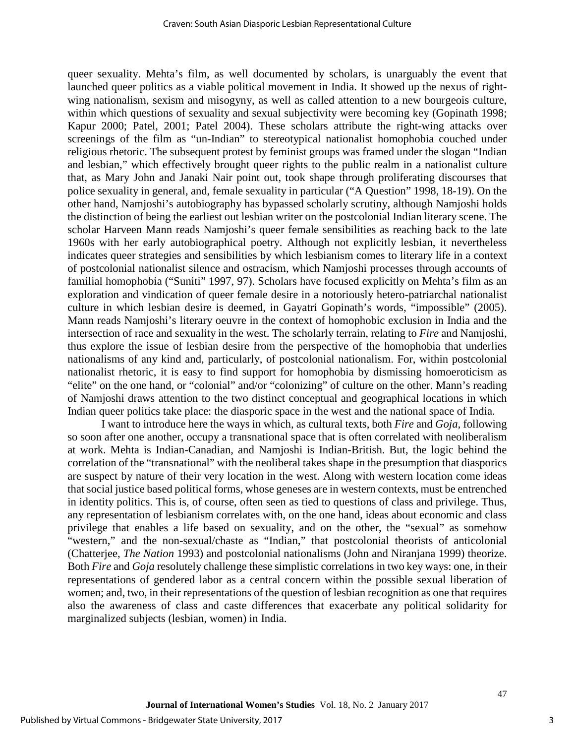queer sexuality. Mehta's film, as well documented by scholars, is unarguably the event that launched queer politics as a viable political movement in India. It showed up the nexus of right-wing nationalism, sexism and misogyny, as well as called attention to a new bourgeois culture, within which questions of sexuality and sexual subjectivity were becoming key (Gopinath 1998; Kapur 2000; Patel, 2001; Patel 2004). These scholars attribute the right-wing attacks over screenings of the film as "un-Indian" to stereotypical nationalist homophobia couched under religious rhetoric. The subsequent protest by feminist groups was framed under the slogan "Indian and lesbian," which effectively brought queer rights to the public realm in a nationalist culture that, as Mary John and Janaki Nair point out, took shape through proliferating discourses that police sexuality in general, and, female sexuality in particular ("A Question" 1998, 18-19). On the other hand, Namjoshi's autobiography has bypassed scholarly scrutiny, although Namjoshi holds the distinction of being the earliest out lesbian writer on the postcolonial Indian literary scene. The scholar Harveen Mann reads Namjoshi's queer female sensibilities as reaching back to the late 1960s with her early autobiographical poetry. Although not explicitly lesbian, it nevertheless indicates queer strategies and sensibilities by which lesbianism comes to literary life in a context of postcolonial nationalist silence and ostracism, which Namjoshi processes through accounts of familial homophobia ("Suniti" 1997, 97). Scholars have focused explicitly on Mehta's film as an exploration and vindication of queer female desire in a notoriously hetero-patriarchal nationalist culture in which lesbian desire is deemed, in Gayatri Gopinath's words, "impossible" (2005). Mann reads Namjoshi's literary oeuvre in the context of homophobic exclusion in India and the intersection of race and sexuality in the west. The scholarly terrain, relating to *Fire* and Namjoshi, thus explore the issue of lesbian desire from the perspective of the homophobia that underlies nationalisms of any kind and, particularly, of postcolonial nationalism. For, within postcolonial nationalist rhetoric, it is easy to find support for homophobia by dismissing homoeroticism as "elite" on the one hand, or "colonial" and/or "colonizing" of culture on the other. Mann's reading of Namjoshi draws attention to the two distinct conceptual and geographical locations in which Indian queer politics take place: the diasporic space in the west and the national space of India.

I want to introduce here the ways in which, as cultural texts, both *Fire* and *Goja*, following so soon after one another, occupy a transnational space that is often correlated with neoliberalism at work. Mehta is Indian-Canadian, and Namjoshi is Indian-British. But, the logic behind the correlation of the "transnational" with the neoliberal takes shape in the presumption that diasporics are suspect by nature of their very location in the west. Along with western location come ideas that social justice based political forms, whose geneses are in western contexts, must be entrenched in identity politics. This is, of course, often seen as tied to questions of class and privilege. Thus, any representation of lesbianism correlates with, on the one hand, ideas about economic and class privilege that enables a life based on sexuality, and on the other, the "sexual" as somehow "western," and the non-sexual/chaste as "Indian," that postcolonial theorists of anticolonial (Chatterjee, *The Nation* 1993) and postcolonial nationalisms (John and Niranjana 1999) theorize. Both *Fire* and *Goja* resolutely challenge these simplistic correlations in two key ways: one, in their representations of gendered labor as a central concern within the possible sexual liberation of women; and, two, in their representations of the question of lesbian recognition as one that requires also the awareness of class and caste differences that exacerbate any political solidarity for marginalized subjects (lesbian, women) in India.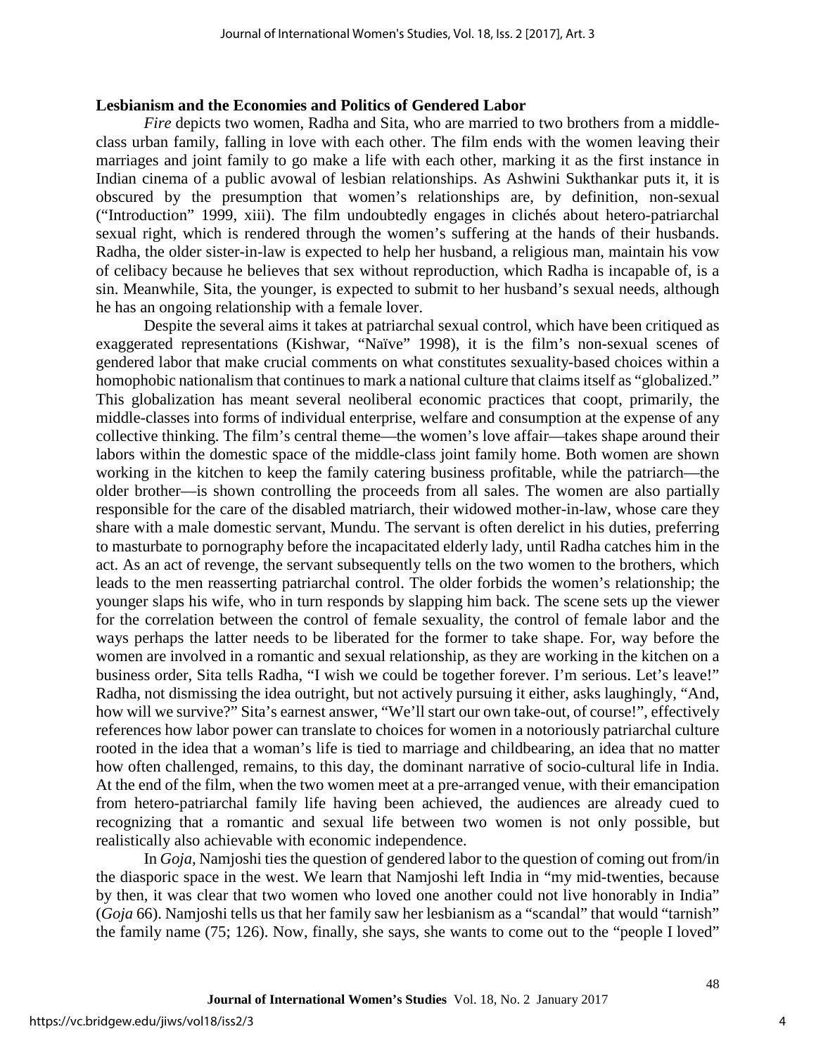**Lesbianism and the Economies and Politics of Gendered Labor**

*Fire* depicts two women, Radha and Sita, who are married to two brothers from a middle-class urban family, falling in love with each other. The film ends with the women leaving their marriages and joint family to go make a life with each other, marking it as the first instance in Indian cinema of a public avowal of lesbian relationships. As Ashwini Sukthankar puts it, it is obscured by the presumption that women's relationships are, by definition, non-sexual ("Introduction" 1999, xiii). The film undoubtedly engages in clichés about hetero-patriarchal sexual right, which is rendered through the women's suffering at the hands of their husbands. Radha, the older sister-in-law is expected to help her husband, a religious man, maintain his vow of celibacy because he believes that sex without reproduction, which Radha is incapable of, is a sin. Meanwhile, Sita, the younger, is expected to submit to her husband's sexual needs, although he has an ongoing relationship with a female lover.

Despite the several aims it takes at patriarchal sexual control, which have been critiqued as exaggerated representations (Kishwar, "Naïve" 1998), it is the film's non-sexual scenes of gendered labor that make crucial comments on what constitutes sexuality-based choices within a homophobic nationalism that continues to mark a national culture that claims itself as "globalized." This globalization has meant several neoliberal economic practices that coopt, primarily, the middle-classes into forms of individual enterprise, welfare and consumption at the expense of any collective thinking. The film's central theme—the women's love affair—takes shape around their labors within the domestic space of the middle-class joint family home. Both women are shown working in the kitchen to keep the family catering business profitable, while the patriarch—the older brother—is shown controlling the proceeds from all sales. The women are also partially responsible for the care of the disabled matriarch, their widowed mother-in-law, whose care they share with a male domestic servant, Mundu. The servant is often derelict in his duties, preferring to masturbate to pornography before the incapacitated elderly lady, until Radha catches him in the act. As an act of revenge, the servant subsequently tells on the two women to the brothers, which leads to the men reasserting patriarchal control. The older forbids the women's relationship; the younger slaps his wife, who in turn responds by slapping him back. The scene sets up the viewer for the correlation between the control of female sexuality, the control of female labor and the ways perhaps the latter needs to be liberated for the former to take shape. For, way before the women are involved in a romantic and sexual relationship, as they are working in the kitchen on a business order, Sita tells Radha, "I wish we could be together forever. I'm serious. Let's leave!" Radha, not dismissing the idea outright, but not actively pursuing it either, asks laughingly, "And, how will we survive?" Sita's earnest answer, "We'll start our own take-out, of course!", effectively references how labor power can translate to choices for women in a notoriously patriarchal culture rooted in the idea that a woman's life is tied to marriage and childbearing, an idea that no matter how often challenged, remains, to this day, the dominant narrative of socio-cultural life in India. At the end of the film, when the two women meet at a pre-arranged venue, with their emancipation from hetero-patriarchal family life having been achieved, the audiences are already cued to recognizing that a romantic and sexual life between two women is not only possible, but realistically also achievable with economic independence.

In *Goja*, Namjoshi ties the question of gendered labor to the question of coming out from/in the diasporic space in the west. We learn that Namjoshi left India in "my mid-twenties, because by then, it was clear that two women who loved one another could not live honorably in India" (*Goja* 66). Namjoshi tells us that her family saw her lesbianism as a "scandal" that would "tarnish" the family name (75; 126). Now, finally, she says, she wants to come out to the "people I loved"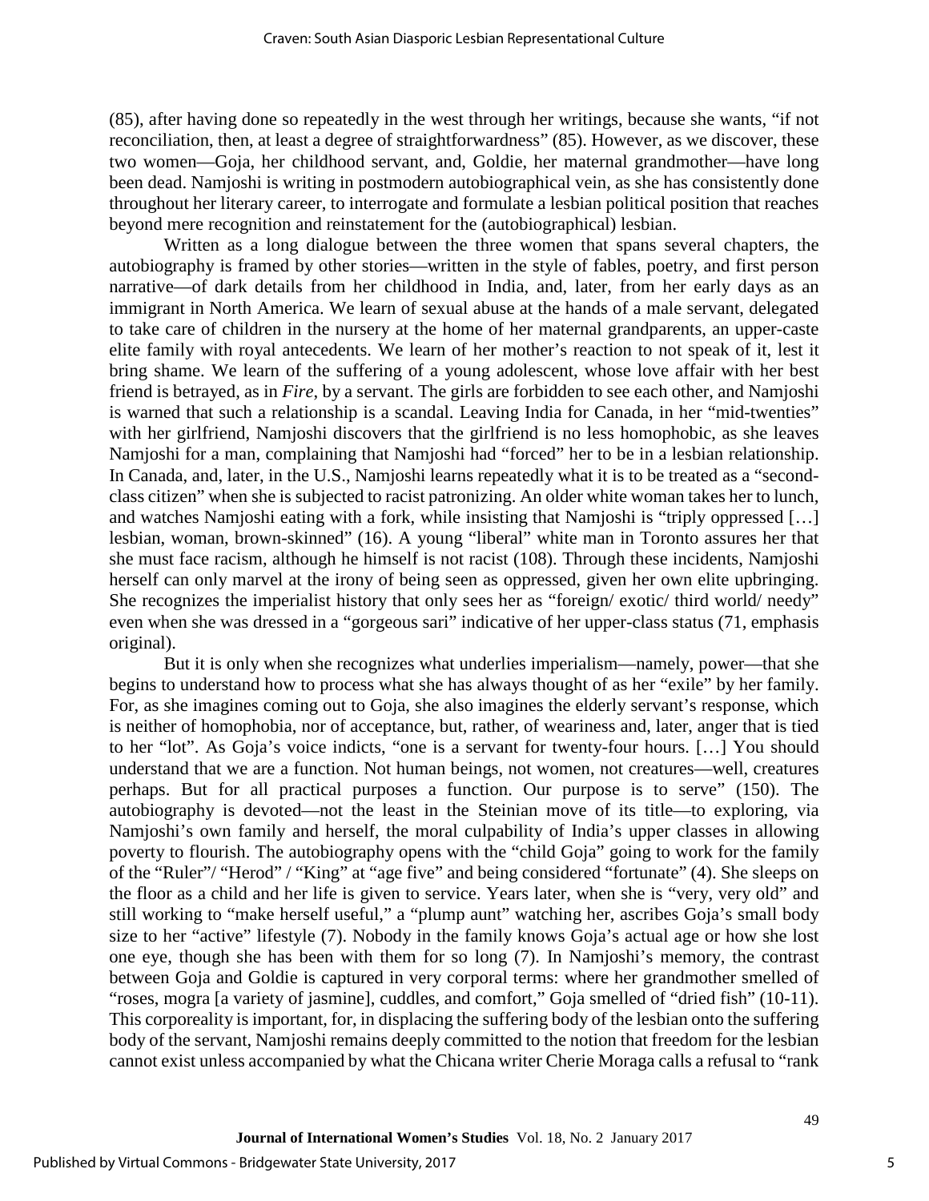(85), after having done so repeatedly in the west through her writings, because she wants, "if not reconciliation, then, at least a degree of straightforwardness" (85). However, as we discover, these two women—Goja, her childhood servant, and, Goldie, her maternal grandmother—have long been dead. Namjoshi is writing in postmodern autobiographical vein, as she has consistently done throughout her literary career, to interrogate and formulate a lesbian political position that reaches beyond mere recognition and reinstatement for the (autobiographical) lesbian.

Written as a long dialogue between the three women that spans several chapters, the autobiography is framed by other stories—written in the style of fables, poetry, and first person narrative—of dark details from her childhood in India, and, later, from her early days as an immigrant in North America. We learn of sexual abuse at the hands of a male servant, delegated to take care of children in the nursery at the home of her maternal grandparents, an upper-caste elite family with royal antecedents. We learn of her mother's reaction to not speak of it, lest it bring shame. We learn of the suffering of a young adolescent, whose love affair with her best friend is betrayed, as in *Fire*, by a servant. The girls are forbidden to see each other, and Namjoshi is warned that such a relationship is a scandal. Leaving India for Canada, in her "mid-twenties" with her girlfriend, Namjoshi discovers that the girlfriend is no less homophobic, as she leaves Namjoshi for a man, complaining that Namjoshi had "forced" her to be in a lesbian relationship. In Canada, and, later, in the U.S., Namjoshi learns repeatedly what it is to be treated as a "second-class citizen" when she is subjected to racist patronizing. An older white woman takes her to lunch, and watches Namjoshi eating with a fork, while insisting that Namjoshi is "triply oppressed […] lesbian, woman, brown-skinned" (16). A young "liberal" white man in Toronto assures her that she must face racism, although he himself is not racist (108). Through these incidents, Namjoshi herself can only marvel at the irony of being seen as oppressed, given her own elite upbringing. She recognizes the imperialist history that only sees her as "foreign/ exotic/ third world/ needy" even when she was dressed in a "gorgeous sari" indicative of her upper-class status (71, emphasis original).

But it is only when she recognizes what underlies imperialism—namely, power—that she begins to understand how to process what she has always thought of as her "exile" by her family. For, as she imagines coming out to Goja, she also imagines the elderly servant's response, which is neither of homophobia, nor of acceptance, but, rather, of weariness and, later, anger that is tied to her "lot". As Goja's voice indicts, "one is a servant for twenty-four hours. […] You should understand that we are a function. Not human beings, not women, not creatures—well, creatures perhaps. But for all practical purposes a function. Our purpose is to serve" (150). The autobiography is devoted—not the least in the Steinian move of its title—to exploring, via Namjoshi's own family and herself, the moral culpability of India's upper classes in allowing poverty to flourish. The autobiography opens with the "child Goja" going to work for the family of the "Ruler"/ "Herod" / "King" at "age five" and being considered "fortunate" (4). She sleeps on the floor as a child and her life is given to service. Years later, when she is "very, very old" and still working to "make herself useful," a "plump aunt" watching her, ascribes Goja's small body size to her "active" lifestyle (7). Nobody in the family knows Goja's actual age or how she lost one eye, though she has been with them for so long (7). In Namjoshi's memory, the contrast between Goja and Goldie is captured in very corporal terms: where her grandmother smelled of "roses, mogra [a variety of jasmine], cuddles, and comfort," Goja smelled of "dried fish" (10-11). This corporeality is important, for, in displacing the suffering body of the lesbian onto the suffering body of the servant, Namjoshi remains deeply committed to the notion that freedom for the lesbian cannot exist unless accompanied by what the Chicana writer Cherie Moraga calls a refusal to "rank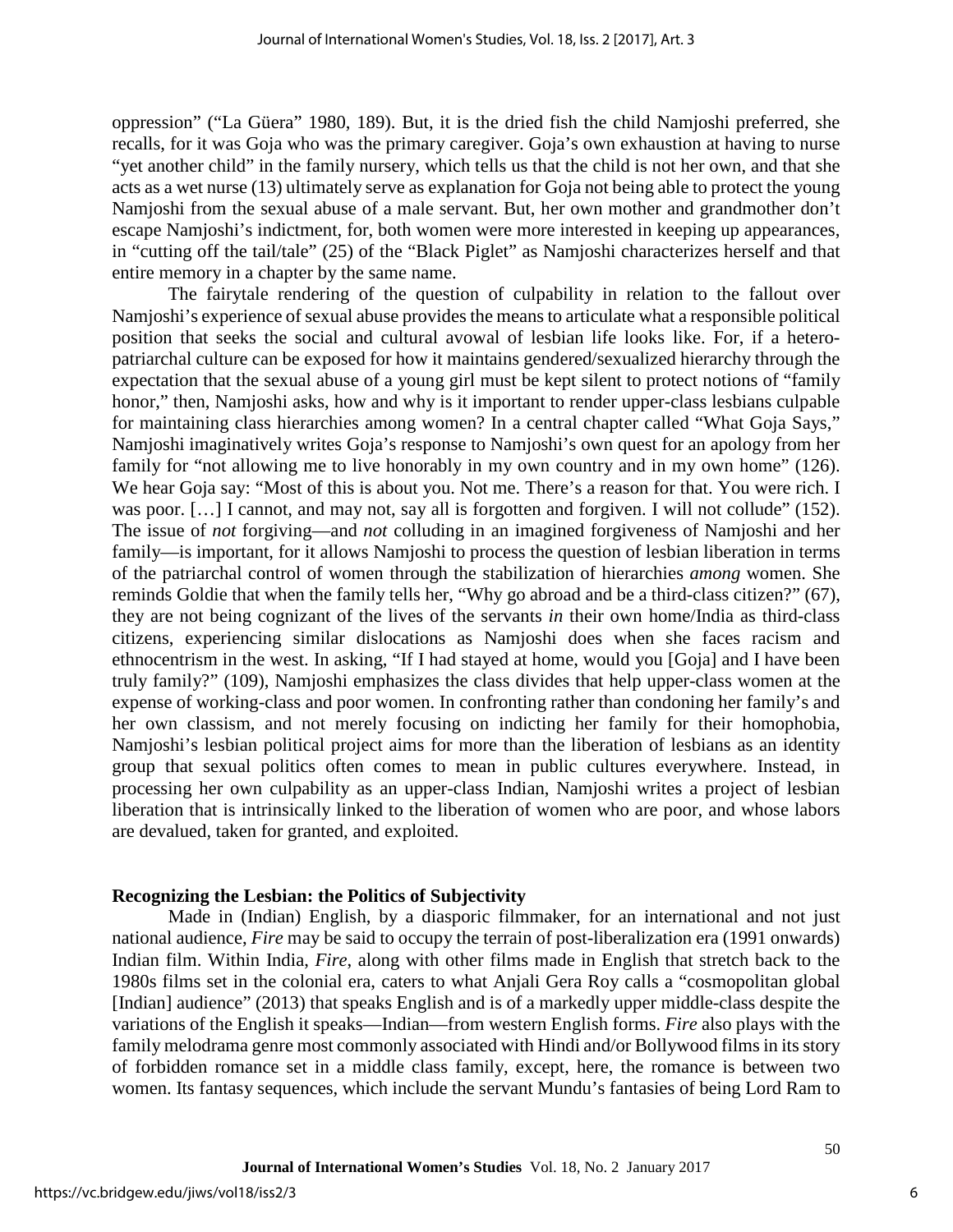oppression" ("La Güera" 1980, 189). But, it is the dried fish the child Namjoshi preferred, she recalls, for it was Goja who was the primary caregiver. Goja's own exhaustion at having to nurse "yet another child" in the family nursery, which tells us that the child is not her own, and that she acts as a wet nurse (13) ultimately serve as explanation for Goja not being able to protect the young Namjoshi from the sexual abuse of a male servant. But, her own mother and grandmother don't escape Namjoshi's indictment, for, both women were more interested in keeping up appearances, in "cutting off the tail/tale" (25) of the "Black Piglet" as Namjoshi characterizes herself and that entire memory in a chapter by the same name.

The fairytale rendering of the question of culpability in relation to the fallout over Namjoshi's experience of sexual abuse provides the means to articulate what a responsible political position that seeks the social and cultural avowal of lesbian life looks like. For, if a hetero-patriarchal culture can be exposed for how it maintains gendered/sexualized hierarchy through the expectation that the sexual abuse of a young girl must be kept silent to protect notions of "family honor," then, Namjoshi asks, how and why is it important to render upper-class lesbians culpable for maintaining class hierarchies among women? In a central chapter called "What Goja Says," Namjoshi imaginatively writes Goja's response to Namjoshi's own quest for an apology from her family for "not allowing me to live honorably in my own country and in my own home" (126). We hear Goja say: "Most of this is about you. Not me. There's a reason for that. You were rich. I was poor. […] I cannot, and may not, say all is forgotten and forgiven. I will not collude" (152). The issue of *not* forgiving—and *not* colluding in an imagined forgiveness of Namjoshi and her family—is important, for it allows Namjoshi to process the question of lesbian liberation in terms of the patriarchal control of women through the stabilization of hierarchies *among* women. She reminds Goldie that when the family tells her, "Why go abroad and be a third-class citizen?" (67), they are not being cognizant of the lives of the servants *in* their own home/India as third-class citizens, experiencing similar dislocations as Namjoshi does when she faces racism and ethnocentrism in the west. In asking, "If I had stayed at home, would you [Goja] and I have been truly family?" (109), Namjoshi emphasizes the class divides that help upper-class women at the expense of working-class and poor women. In confronting rather than condoning her family's and her own classism, and not merely focusing on indicting her family for their homophobia, Namjoshi's lesbian political project aims for more than the liberation of lesbians as an identity group that sexual politics often comes to mean in public cultures everywhere. Instead, in processing her own culpability as an upper-class Indian, Namjoshi writes a project of lesbian liberation that is intrinsically linked to the liberation of women who are poor, and whose labors are devalued, taken for granted, and exploited.

## Recognizing the Lesbian: the Politics of Subjectivity

Made in (Indian) English, by a diasporic filmmaker, for an international and not just national audience, *Fire* may be said to occupy the terrain of post-liberalization era (1991 onwards) Indian film. Within India, *Fire*, along with other films made in English that stretch back to the 1980s films set in the colonial era, caters to what Anjali Gera Roy calls a "cosmopolitan global [Indian] audience" (2013) that speaks English and is of a markedly upper middle-class despite the variations of the English it speaks—Indian—from western English forms. *Fire* also plays with the family melodrama genre most commonly associated with Hindi and/or Bollywood films in its story of forbidden romance set in a middle class family, except, here, the romance is between two women. Its fantasy sequences, which include the servant Mundu's fantasies of being Lord Ram to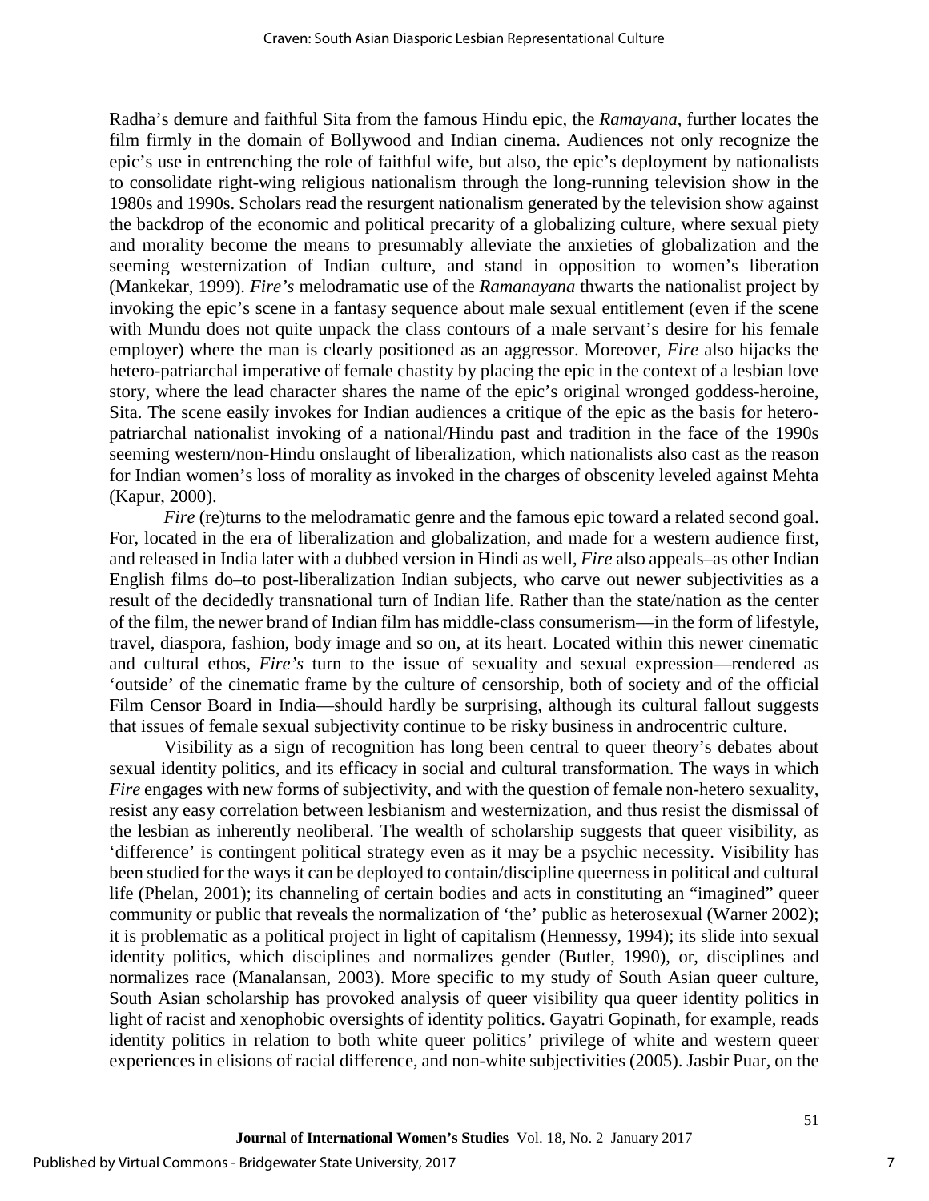Radha's demure and faithful Sita from the famous Hindu epic, the *Ramayana*, further locates the film firmly in the domain of Bollywood and Indian cinema. Audiences not only recognize the epic's use in entrenching the role of faithful wife, but also, the epic's deployment by nationalists to consolidate right-wing religious nationalism through the long-running television show in the 1980s and 1990s. Scholars read the resurgent nationalism generated by the television show against the backdrop of the economic and political precarity of a globalizing culture, where sexual piety and morality become the means to presumably alleviate the anxieties of globalization and the seeming westernization of Indian culture, and stand in opposition to women's liberation (Mankekar, 1999). *Fire's* melodramatic use of the *Ramanayana* thwarts the nationalist project by invoking the epic's scene in a fantasy sequence about male sexual entitlement (even if the scene with Mundu does not quite unpack the class contours of a male servant's desire for his female employer) where the man is clearly positioned as an aggressor. Moreover, *Fire* also hijacks the hetero-patriarchal imperative of female chastity by placing the epic in the context of a lesbian love story, where the lead character shares the name of the epic's original wronged goddess-heroine, Sita. The scene easily invokes for Indian audiences a critique of the epic as the basis for hetero-patriarchal nationalist invoking of a national/Hindu past and tradition in the face of the 1990s seeming western/non-Hindu onslaught of liberalization, which nationalists also cast as the reason for Indian women's loss of morality as invoked in the charges of obscenity leveled against Mehta (Kapur, 2000).

*Fire* (re)turns to the melodramatic genre and the famous epic toward a related second goal. For, located in the era of liberalization and globalization, and made for a western audience first, and released in India later with a dubbed version in Hindi as well, *Fire* also appeals–as other Indian English films do–to post-liberalization Indian subjects, who carve out newer subjectivities as a result of the decidedly transnational turn of Indian life. Rather than the state/nation as the center of the film, the newer brand of Indian film has middle-class consumerism—in the form of lifestyle, travel, diaspora, fashion, body image and so on, at its heart. Located within this newer cinematic and cultural ethos, *Fire's* turn to the issue of sexuality and sexual expression—rendered as 'outside' of the cinematic frame by the culture of censorship, both of society and of the official Film Censor Board in India—should hardly be surprising, although its cultural fallout suggests that issues of female sexual subjectivity continue to be risky business in androcentric culture.

Visibility as a sign of recognition has long been central to queer theory's debates about sexual identity politics, and its efficacy in social and cultural transformation. The ways in which *Fire* engages with new forms of subjectivity, and with the question of female non-hetero sexuality, resist any easy correlation between lesbianism and westernization, and thus resist the dismissal of the lesbian as inherently neoliberal. The wealth of scholarship suggests that queer visibility, as 'difference' is contingent political strategy even as it may be a psychic necessity. Visibility has been studied for the ways it can be deployed to contain/discipline queerness in political and cultural life (Phelan, 2001); its channeling of certain bodies and acts in constituting an "imagined" queer community or public that reveals the normalization of 'the' public as heterosexual (Warner 2002); it is problematic as a political project in light of capitalism (Hennessy, 1994); its slide into sexual identity politics, which disciplines and normalizes gender (Butler, 1990), or, disciplines and normalizes race (Manalansan, 2003). More specific to my study of South Asian queer culture, South Asian scholarship has provoked analysis of queer visibility qua queer identity politics in light of racist and xenophobic oversights of identity politics. Gayatri Gopinath, for example, reads identity politics in relation to both white queer politics' privilege of white and western queer experiences in elisions of racial difference, and non-white subjectivities (2005). Jasbir Puar, on the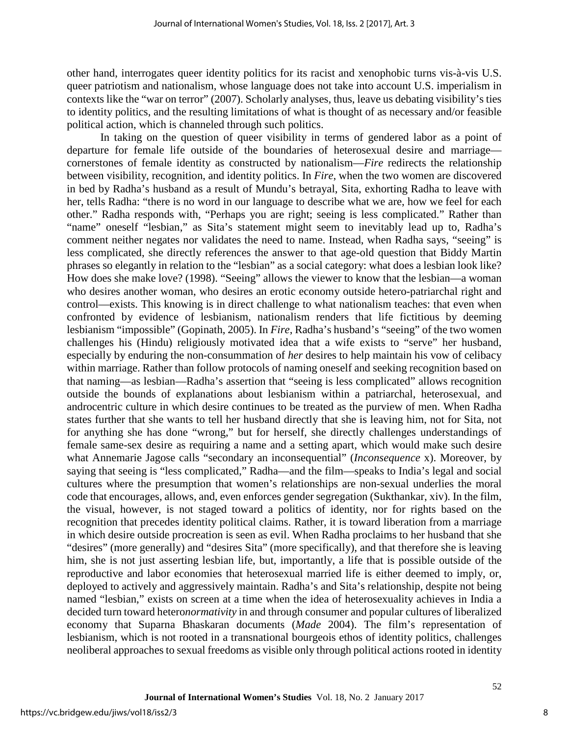other hand, interrogates queer identity politics for its racist and xenophobic turns vis-à-vis U.S. queer patriotism and nationalism, whose language does not take into account U.S. imperialism in contexts like the "war on terror" (2007). Scholarly analyses, thus, leave us debating visibility's ties to identity politics, and the resulting limitations of what is thought of as necessary and/or feasible political action, which is channeled through such politics.

In taking on the question of queer visibility in terms of gendered labor as a point of departure for female life outside of the boundaries of heterosexual desire and marriage—cornerstones of female identity as constructed by nationalism—*Fire* redirects the relationship between visibility, recognition, and identity politics. In *Fire*, when the two women are discovered in bed by Radha's husband as a result of Mundu's betrayal, Sita, exhorting Radha to leave with her, tells Radha: "there is no word in our language to describe what we are, how we feel for each other." Radha responds with, "Perhaps you are right; seeing is less complicated." Rather than "name" oneself "lesbian," as Sita's statement might seem to inevitably lead up to, Radha's comment neither negates nor validates the need to name. Instead, when Radha says, "seeing" is less complicated, she directly references the answer to that age-old question that Biddy Martin phrases so elegantly in relation to the "lesbian" as a social category: what does a lesbian look like? How does she make love? (1998). "Seeing" allows the viewer to know that the lesbian—a woman who desires another woman, who desires an erotic economy outside hetero-patriarchal right and control—exists. This knowing is in direct challenge to what nationalism teaches: that even when confronted by evidence of lesbianism, nationalism renders that life fictitious by deeming lesbianism "impossible" (Gopinath, 2005). In *Fire*, Radha's husband's "seeing" of the two women challenges his (Hindu) religiously motivated idea that a wife exists to "serve" her husband, especially by enduring the non-consummation of *her* desires to help maintain his vow of celibacy within marriage. Rather than follow protocols of naming oneself and seeking recognition based on that naming—as lesbian—Radha's assertion that "seeing is less complicated" allows recognition outside the bounds of explanations about lesbianism within a patriarchal, heterosexual, and androcentric culture in which desire continues to be treated as the purview of men. When Radha states further that she wants to tell her husband directly that she is leaving him, not for Sita, not for anything she has done "wrong," but for herself, she directly challenges understandings of female same-sex desire as requiring a name and a setting apart, which would make such desire what Annemarie Jagose calls "secondary an inconsequential" (*Inconsequence* x). Moreover, by saying that seeing is "less complicated," Radha—and the film—speaks to India's legal and social cultures where the presumption that women's relationships are non-sexual underlies the moral code that encourages, allows, and, even enforces gender segregation (Sukthankar, xiv). In the film, the visual, however, is not staged toward a politics of identity, nor for rights based on the recognition that precedes identity political claims. Rather, it is toward liberation from a marriage in which desire outside procreation is seen as evil. When Radha proclaims to her husband that she "desires" (more generally) and "desires Sita" (more specifically), and that therefore she is leaving him, she is not just asserting lesbian life, but, importantly, a life that is possible outside of the reproductive and labor economies that heterosexual married life is either deemed to imply, or, deployed to actively and aggressively maintain. Radha's and Sita's relationship, despite not being named "lesbian," exists on screen at a time when the idea of heterosexuality achieves in India a decided turn toward hetero*normativity* in and through consumer and popular cultures of liberalized economy that Suparna Bhaskaran documents (*Made* 2004). The film's representation of lesbianism, which is not rooted in a transnational bourgeois ethos of identity politics, challenges neoliberal approaches to sexual freedoms as visible only through political actions rooted in identity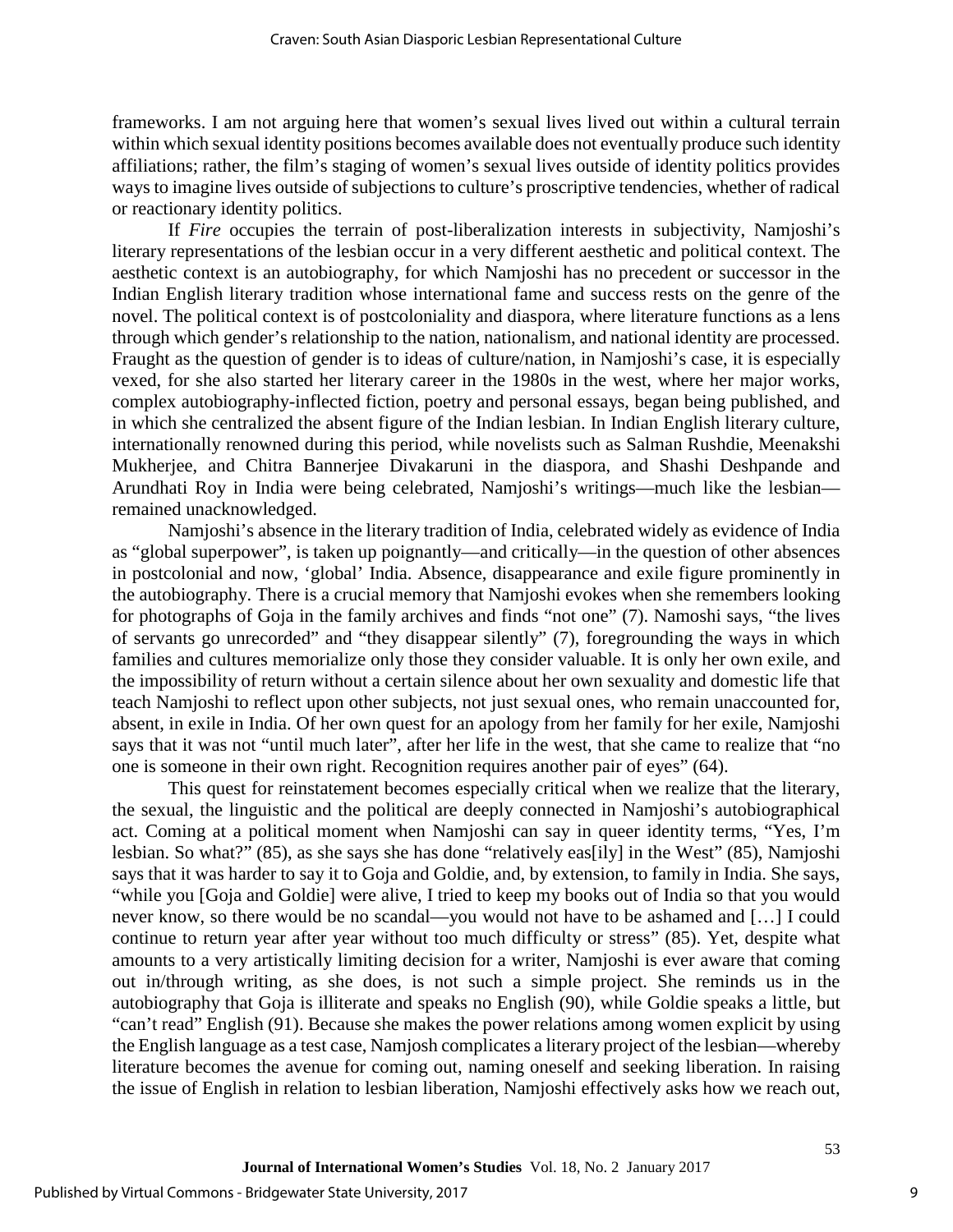frameworks. I am not arguing here that women's sexual lives lived out within a cultural terrain within which sexual identity positions becomes available does not eventually produce such identity affiliations; rather, the film's staging of women's sexual lives outside of identity politics provides ways to imagine lives outside of subjections to culture's proscriptive tendencies, whether of radical or reactionary identity politics.

If *Fire* occupies the terrain of post-liberalization interests in subjectivity, Namjoshi's literary representations of the lesbian occur in a very different aesthetic and political context. The aesthetic context is an autobiography, for which Namjoshi has no precedent or successor in the Indian English literary tradition whose international fame and success rests on the genre of the novel. The political context is of postcoloniality and diaspora, where literature functions as a lens through which gender's relationship to the nation, nationalism, and national identity are processed. Fraught as the question of gender is to ideas of culture/nation, in Namjoshi's case, it is especially vexed, for she also started her literary career in the 1980s in the west, where her major works, complex autobiography-inflected fiction, poetry and personal essays, began being published, and in which she centralized the absent figure of the Indian lesbian. In Indian English literary culture, internationally renowned during this period, while novelists such as Salman Rushdie, Meenakshi Mukherjee, and Chitra Bannerjee Divakaruni in the diaspora, and Shashi Deshpande and Arundhati Roy in India were being celebrated, Namjoshi's writings—much like the lesbian—remained unacknowledged.

Namjoshi's absence in the literary tradition of India, celebrated widely as evidence of India as "global superpower", is taken up poignantly—and critically—in the question of other absences in postcolonial and now, 'global' India. Absence, disappearance and exile figure prominently in the autobiography. There is a crucial memory that Namjoshi evokes when she remembers looking for photographs of Goja in the family archives and finds "not one" (7). Namoshi says, "the lives of servants go unrecorded" and "they disappear silently" (7), foregrounding the ways in which families and cultures memorialize only those they consider valuable. It is only her own exile, and the impossibility of return without a certain silence about her own sexuality and domestic life that teach Namjoshi to reflect upon other subjects, not just sexual ones, who remain unaccounted for, absent, in exile in India. Of her own quest for an apology from her family for her exile, Namjoshi says that it was not "until much later", after her life in the west, that she came to realize that "no one is someone in their own right. Recognition requires another pair of eyes" (64).

This quest for reinstatement becomes especially critical when we realize that the literary, the sexual, the linguistic and the political are deeply connected in Namjoshi's autobiographical act. Coming at a political moment when Namjoshi can say in queer identity terms, "Yes, I'm lesbian. So what?" (85), as she says she has done "relatively eas[ily] in the West" (85), Namjoshi says that it was harder to say it to Goja and Goldie, and, by extension, to family in India. She says, "while you [Goja and Goldie] were alive, I tried to keep my books out of India so that you would never know, so there would be no scandal—you would not have to be ashamed and [...] I could continue to return year after year without too much difficulty or stress" (85). Yet, despite what amounts to a very artistically limiting decision for a writer, Namjoshi is ever aware that coming out in/through writing, as she does, is not such a simple project. She reminds us in the autobiography that Goja is illiterate and speaks no English (90), while Goldie speaks a little, but "can't read" English (91). Because she makes the power relations among women explicit by using the English language as a test case, Namjosh complicates a literary project of the lesbian—whereby literature becomes the avenue for coming out, naming oneself and seeking liberation. In raising the issue of English in relation to lesbian liberation, Namjoshi effectively asks how we reach out,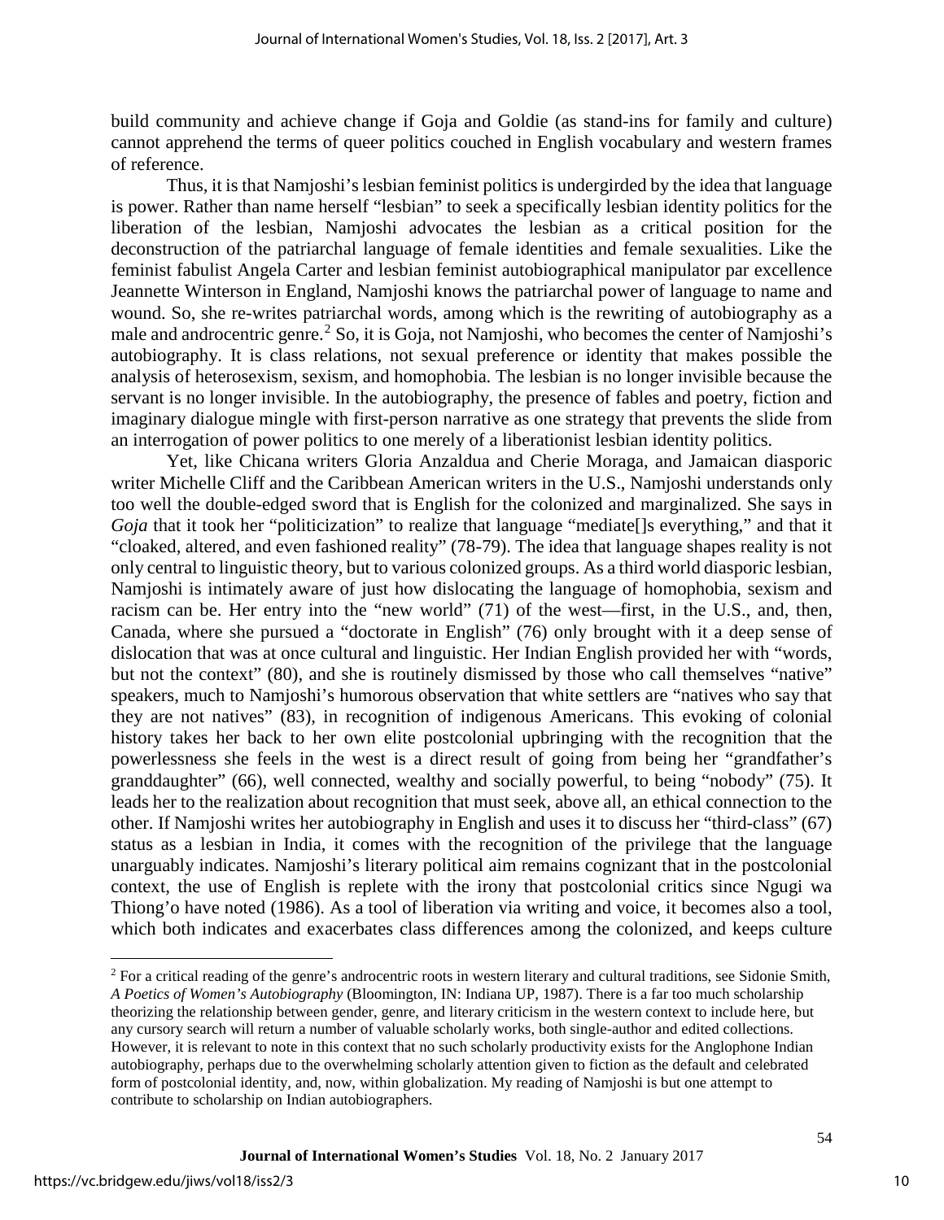build community and achieve change if Goja and Goldie (as stand-ins for family and culture) cannot apprehend the terms of queer politics couched in English vocabulary and western frames of reference.

Thus, it is that Namjoshi's lesbian feminist politics is undergirded by the idea that language is power. Rather than name herself "lesbian" to seek a specifically lesbian identity politics for the liberation of the lesbian, Namjoshi advocates the lesbian as a critical position for the deconstruction of the patriarchal language of female identities and female sexualities. Like the feminist fabulist Angela Carter and lesbian feminist autobiographical manipulator par excellence Jeannette Winterson in England, Namjoshi knows the patriarchal power of language to name and wound. So, she re-writes patriarchal words, among which is the rewriting of autobiography as a male and androcentric genre.[2] So, it is Goja, not Namjoshi, who becomes the center of Namjoshi's autobiography. It is class relations, not sexual preference or identity that makes possible the analysis of heterosexism, sexism, and homophobia. The lesbian is no longer invisible because the servant is no longer invisible. In the autobiography, the presence of fables and poetry, fiction and imaginary dialogue mingle with first-person narrative as one strategy that prevents the slide from an interrogation of power politics to one merely of a liberationist lesbian identity politics.

Yet, like Chicana writers Gloria Anzaldua and Cherie Moraga, and Jamaican diasporic writer Michelle Cliff and the Caribbean American writers in the U.S., Namjoshi understands only too well the double-edged sword that is English for the colonized and marginalized. She says in *Goja* that it took her "politicization" to realize that language "mediate[]s everything," and that it "cloaked, altered, and even fashioned reality" (78-79). The idea that language shapes reality is not only central to linguistic theory, but to various colonized groups. As a third world diasporic lesbian, Namjoshi is intimately aware of just how dislocating the language of homophobia, sexism and racism can be. Her entry into the "new world" (71) of the west—first, in the U.S., and, then, Canada, where she pursued a "doctorate in English" (76) only brought with it a deep sense of dislocation that was at once cultural and linguistic. Her Indian English provided her with "words, but not the context" (80), and she is routinely dismissed by those who call themselves "native" speakers, much to Namjoshi's humorous observation that white settlers are "natives who say that they are not natives" (83), in recognition of indigenous Americans. This evoking of colonial history takes her back to her own elite postcolonial upbringing with the recognition that the powerlessness she feels in the west is a direct result of going from being her "grandfather's granddaughter" (66), well connected, wealthy and socially powerful, to being "nobody" (75). It leads her to the realization about recognition that must seek, above all, an ethical connection to the other. If Namjoshi writes her autobiography in English and uses it to discuss her "third-class" (67) status as a lesbian in India, it comes with the recognition of the privilege that the language unarguably indicates. Namjoshi's literary political aim remains cognizant that in the postcolonial context, the use of English is replete with the irony that postcolonial critics since Ngugi wa Thiong'o have noted (1986). As a tool of liberation via writing and voice, it becomes also a tool, which both indicates and exacerbates class differences among the colonized, and keeps culture

[2] For a critical reading of the genre's androcentric roots in western literary and cultural traditions, see Sidonie Smith, *A Poetics of Women's Autobiography* (Bloomington, IN: Indiana UP, 1987). There is a far too much scholarship theorizing the relationship between gender, genre, and literary criticism in the western context to include here, but any cursory search will return a number of valuable scholarly works, both single-author and edited collections. However, it is relevant to note in this context that no such scholarly productivity exists for the Anglophone Indian autobiography, perhaps due to the overwhelming scholarly attention given to fiction as the default and celebrated form of postcolonial identity, and, now, within globalization. My reading of Namjoshi is but one attempt to contribute to scholarship on Indian autobiographers.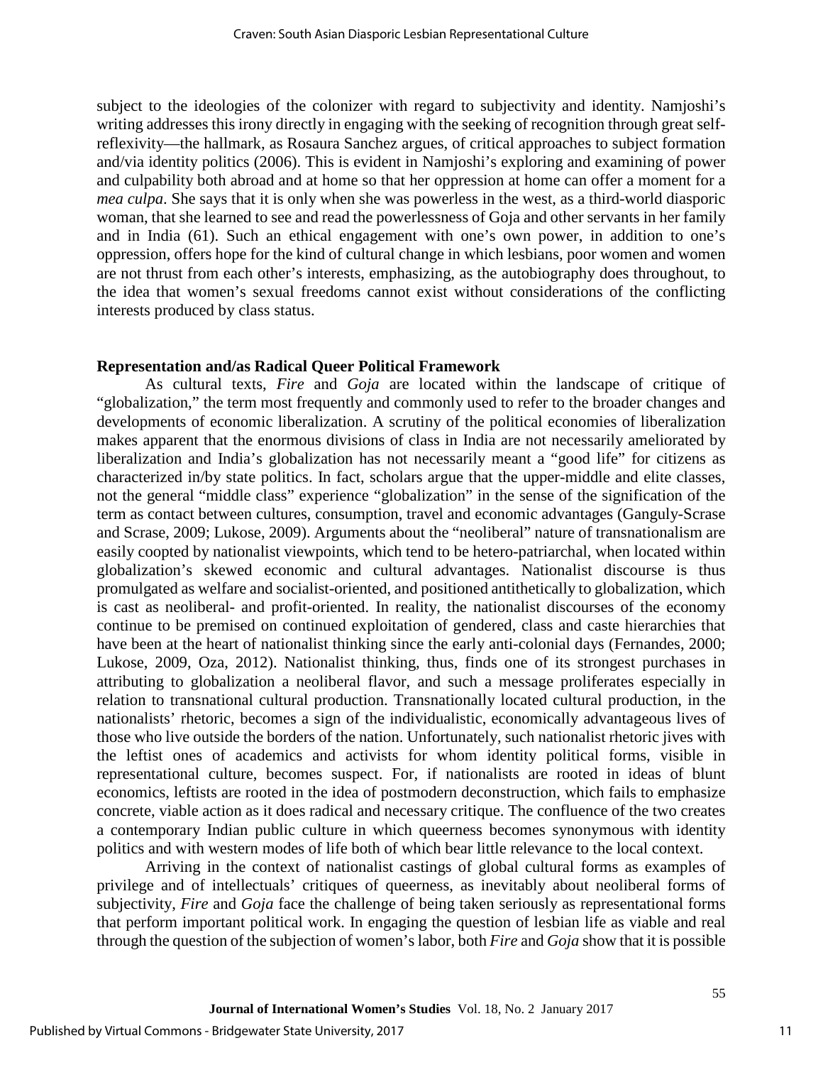subject to the ideologies of the colonizer with regard to subjectivity and identity. Namjoshi's writing addresses this irony directly in engaging with the seeking of recognition through great self-reflexivity—the hallmark, as Rosaura Sanchez argues, of critical approaches to subject formation and/via identity politics (2006). This is evident in Namjoshi's exploring and examining of power and culpability both abroad and at home so that her oppression at home can offer a moment for a *mea culpa*. She says that it is only when she was powerless in the west, as a third-world diasporic woman, that she learned to see and read the powerlessness of Goja and other servants in her family and in India (61). Such an ethical engagement with one's own power, in addition to one's oppression, offers hope for the kind of cultural change in which lesbians, poor women and women are not thrust from each other's interests, emphasizing, as the autobiography does throughout, to the idea that women's sexual freedoms cannot exist without considerations of the conflicting interests produced by class status.

**Representation and/as Radical Queer Political Framework**

As cultural texts, *Fire* and *Goja* are located within the landscape of critique of "globalization," the term most frequently and commonly used to refer to the broader changes and developments of economic liberalization. A scrutiny of the political economies of liberalization makes apparent that the enormous divisions of class in India are not necessarily ameliorated by liberalization and India's globalization has not necessarily meant a "good life" for citizens as characterized in/by state politics. In fact, scholars argue that the upper-middle and elite classes, not the general "middle class" experience "globalization" in the sense of the signification of the term as contact between cultures, consumption, travel and economic advantages (Ganguly-Scrase and Scrase, 2009; Lukose, 2009). Arguments about the "neoliberal" nature of transnationalism are easily coopted by nationalist viewpoints, which tend to be hetero-patriarchal, when located within globalization's skewed economic and cultural advantages. Nationalist discourse is thus promulgated as welfare and socialist-oriented, and positioned antithetically to globalization, which is cast as neoliberal- and profit-oriented. In reality, the nationalist discourses of the economy continue to be premised on continued exploitation of gendered, class and caste hierarchies that have been at the heart of nationalist thinking since the early anti-colonial days (Fernandes, 2000; Lukose, 2009, Oza, 2012). Nationalist thinking, thus, finds one of its strongest purchases in attributing to globalization a neoliberal flavor, and such a message proliferates especially in relation to transnational cultural production. Transnationally located cultural production, in the nationalists' rhetoric, becomes a sign of the individualistic, economically advantageous lives of those who live outside the borders of the nation. Unfortunately, such nationalist rhetoric jives with the leftist ones of academics and activists for whom identity political forms, visible in representational culture, becomes suspect. For, if nationalists are rooted in ideas of blunt economics, leftists are rooted in the idea of postmodern deconstruction, which fails to emphasize concrete, viable action as it does radical and necessary critique. The confluence of the two creates a contemporary Indian public culture in which queerness becomes synonymous with identity politics and with western modes of life both of which bear little relevance to the local context.

Arriving in the context of nationalist castings of global cultural forms as examples of privilege and of intellectuals' critiques of queerness, as inevitably about neoliberal forms of subjectivity, *Fire* and *Goja* face the challenge of being taken seriously as representational forms that perform important political work. In engaging the question of lesbian life as viable and real through the question of the subjection of women's labor, both *Fire* and *Goja* show that it is possible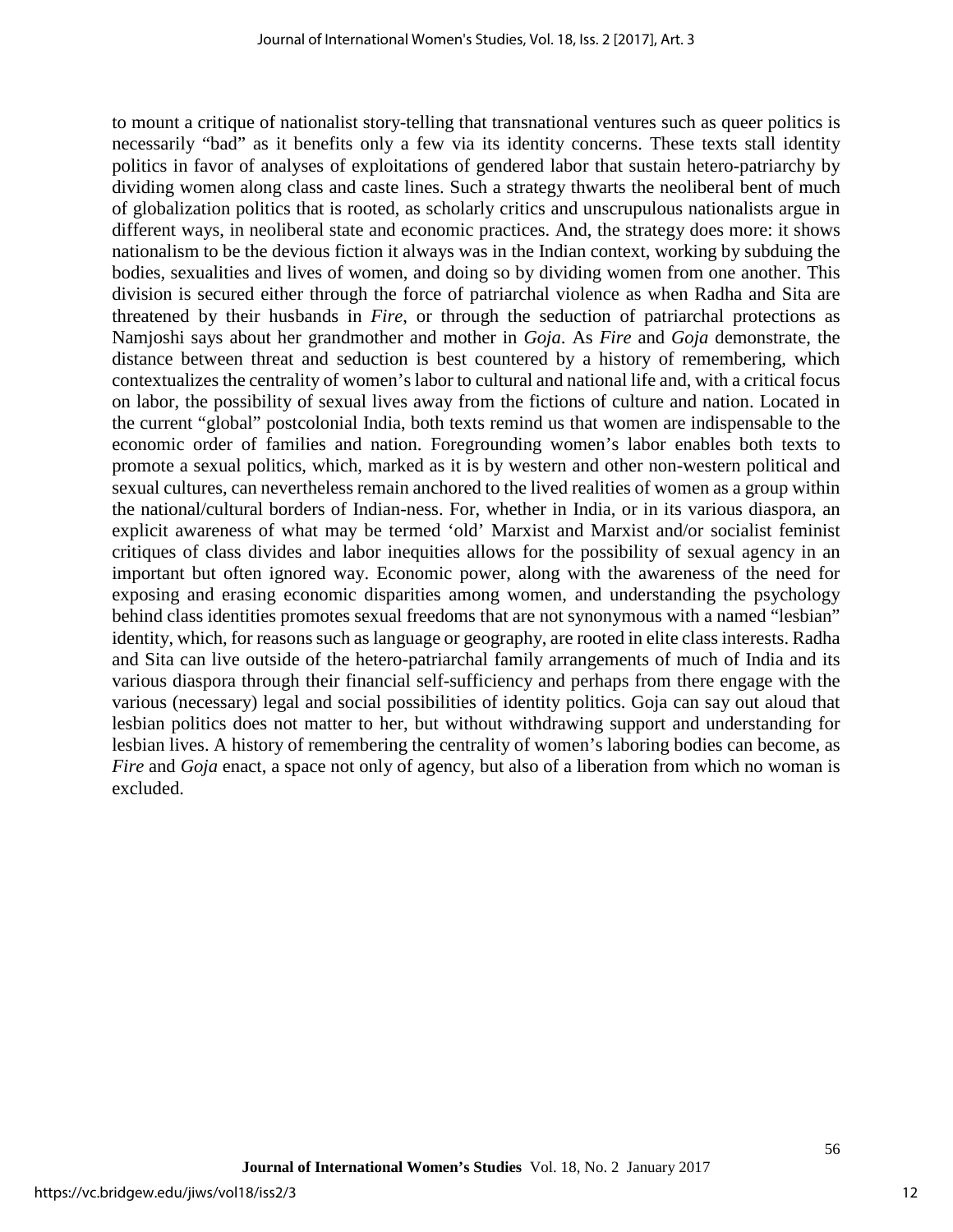to mount a critique of nationalist story-telling that transnational ventures such as queer politics is necessarily "bad" as it benefits only a few via its identity concerns. These texts stall identity politics in favor of analyses of exploitations of gendered labor that sustain hetero-patriarchy by dividing women along class and caste lines. Such a strategy thwarts the neoliberal bent of much of globalization politics that is rooted, as scholarly critics and unscrupulous nationalists argue in different ways, in neoliberal state and economic practices. And, the strategy does more: it shows nationalism to be the devious fiction it always was in the Indian context, working by subduing the bodies, sexualities and lives of women, and doing so by dividing women from one another. This division is secured either through the force of patriarchal violence as when Radha and Sita are threatened by their husbands in *Fire*, or through the seduction of patriarchal protections as Namjoshi says about her grandmother and mother in *Goja*. As *Fire* and *Goja* demonstrate, the distance between threat and seduction is best countered by a history of remembering, which contextualizes the centrality of women's labor to cultural and national life and, with a critical focus on labor, the possibility of sexual lives away from the fictions of culture and nation. Located in the current "global" postcolonial India, both texts remind us that women are indispensable to the economic order of families and nation. Foregrounding women's labor enables both texts to promote a sexual politics, which, marked as it is by western and other non-western political and sexual cultures, can nevertheless remain anchored to the lived realities of women as a group within the national/cultural borders of Indian-ness. For, whether in India, or in its various diaspora, an explicit awareness of what may be termed 'old' Marxist and Marxist and/or socialist feminist critiques of class divides and labor inequities allows for the possibility of sexual agency in an important but often ignored way. Economic power, along with the awareness of the need for exposing and erasing economic disparities among women, and understanding the psychology behind class identities promotes sexual freedoms that are not synonymous with a named "lesbian" identity, which, for reasons such as language or geography, are rooted in elite class interests. Radha and Sita can live outside of the hetero-patriarchal family arrangements of much of India and its various diaspora through their financial self-sufficiency and perhaps from there engage with the various (necessary) legal and social possibilities of identity politics. Goja can say out aloud that lesbian politics does not matter to her, but without withdrawing support and understanding for lesbian lives. A history of remembering the centrality of women's laboring bodies can become, as *Fire* and *Goja* enact, a space not only of agency, but also of a liberation from which no woman is excluded.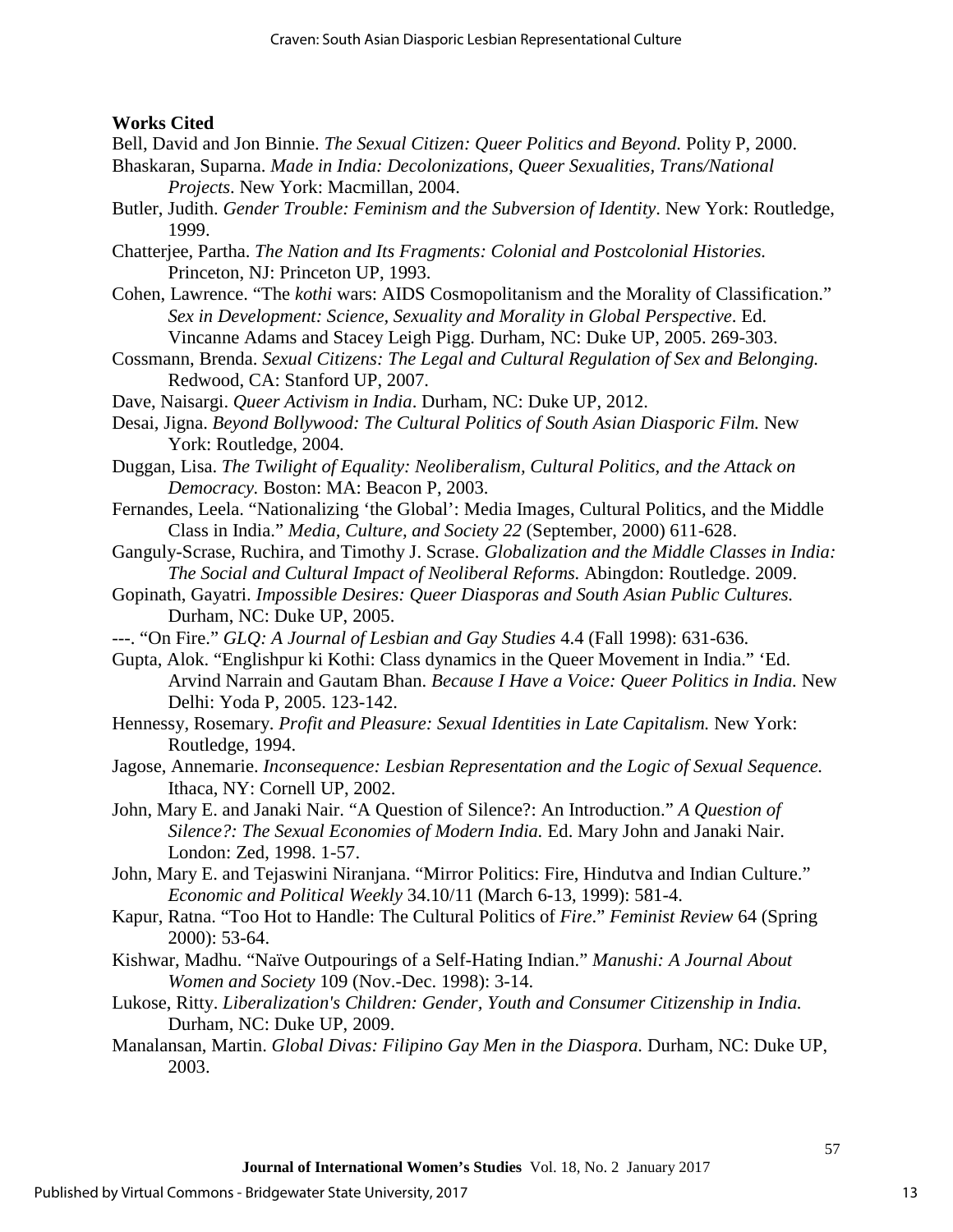**Works Cited**

Bell, David and Jon Binnie. *The Sexual Citizen: Queer Politics and Beyond.* Polity P, 2000.

Bhaskaran, Suparna. *Made in India: Decolonizations, Queer Sexualities, Trans/National Projects*. New York: Macmillan, 2004.

Butler, Judith. *Gender Trouble: Feminism and the Subversion of Identity*. New York: Routledge, 1999.

Chatterjee, Partha. *The Nation and Its Fragments: Colonial and Postcolonial Histories.* Princeton, NJ: Princeton UP, 1993.

Cohen, Lawrence. "The *kothi* wars: AIDS Cosmopolitanism and the Morality of Classification." *Sex in Development: Science, Sexuality and Morality in Global Perspective*. Ed. Vincanne Adams and Stacey Leigh Pigg. Durham, NC: Duke UP, 2005. 269-303.

Cossmann, Brenda. *Sexual Citizens: The Legal and Cultural Regulation of Sex and Belonging.* Redwood, CA: Stanford UP, 2007.

Dave, Naisargi. *Queer Activism in India*. Durham, NC: Duke UP, 2012.

Desai, Jigna. *Beyond Bollywood: The Cultural Politics of South Asian Diasporic Film.* New York: Routledge, 2004.

Duggan, Lisa. *The Twilight of Equality: Neoliberalism, Cultural Politics, and the Attack on Democracy.* Boston: MA: Beacon P, 2003.

Fernandes, Leela. "Nationalizing 'the Global': Media Images, Cultural Politics, and the Middle Class in India." *Media, Culture, and Society 22* (September, 2000) 611-628.

Ganguly-Scrase, Ruchira, and Timothy J. Scrase. *Globalization and the Middle Classes in India: The Social and Cultural Impact of Neoliberal Reforms.* Abingdon: Routledge. 2009.

Gopinath, Gayatri. *Impossible Desires: Queer Diasporas and South Asian Public Cultures.* Durham, NC: Duke UP, 2005.

---. "On Fire." *GLQ: A Journal of Lesbian and Gay Studies* 4.4 (Fall 1998): 631-636.

Gupta, Alok. "Englishpur ki Kothi: Class dynamics in the Queer Movement in India." 'Ed. Arvind Narrain and Gautam Bhan. *Because I Have a Voice: Queer Politics in India.* New Delhi: Yoda P, 2005. 123-142.

Hennessy, Rosemary. *Profit and Pleasure: Sexual Identities in Late Capitalism.* New York: Routledge, 1994.

Jagose, Annemarie. *Inconsequence: Lesbian Representation and the Logic of Sexual Sequence.* Ithaca, NY: Cornell UP, 2002.

John, Mary E. and Janaki Nair. "A Question of Silence?: An Introduction." *A Question of Silence?: The Sexual Economies of Modern India.* Ed. Mary John and Janaki Nair. London: Zed, 1998. 1-57.

John, Mary E. and Tejaswini Niranjana. "Mirror Politics: Fire, Hindutva and Indian Culture." *Economic and Political Weekly* 34.10/11 (March 6-13, 1999): 581-4.

Kapur, Ratna. "Too Hot to Handle: The Cultural Politics of *Fire*." *Feminist Review* 64 (Spring 2000): 53-64.

Kishwar, Madhu. "Naïve Outpourings of a Self-Hating Indian." *Manushi: A Journal About Women and Society* 109 (Nov.-Dec. 1998): 3-14.

Lukose, Ritty. *Liberalization's Children: Gender, Youth and Consumer Citizenship in India.* Durham, NC: Duke UP, 2009.

Manalansan, Martin. *Global Divas: Filipino Gay Men in the Diaspora.* Durham, NC: Duke UP, 2003.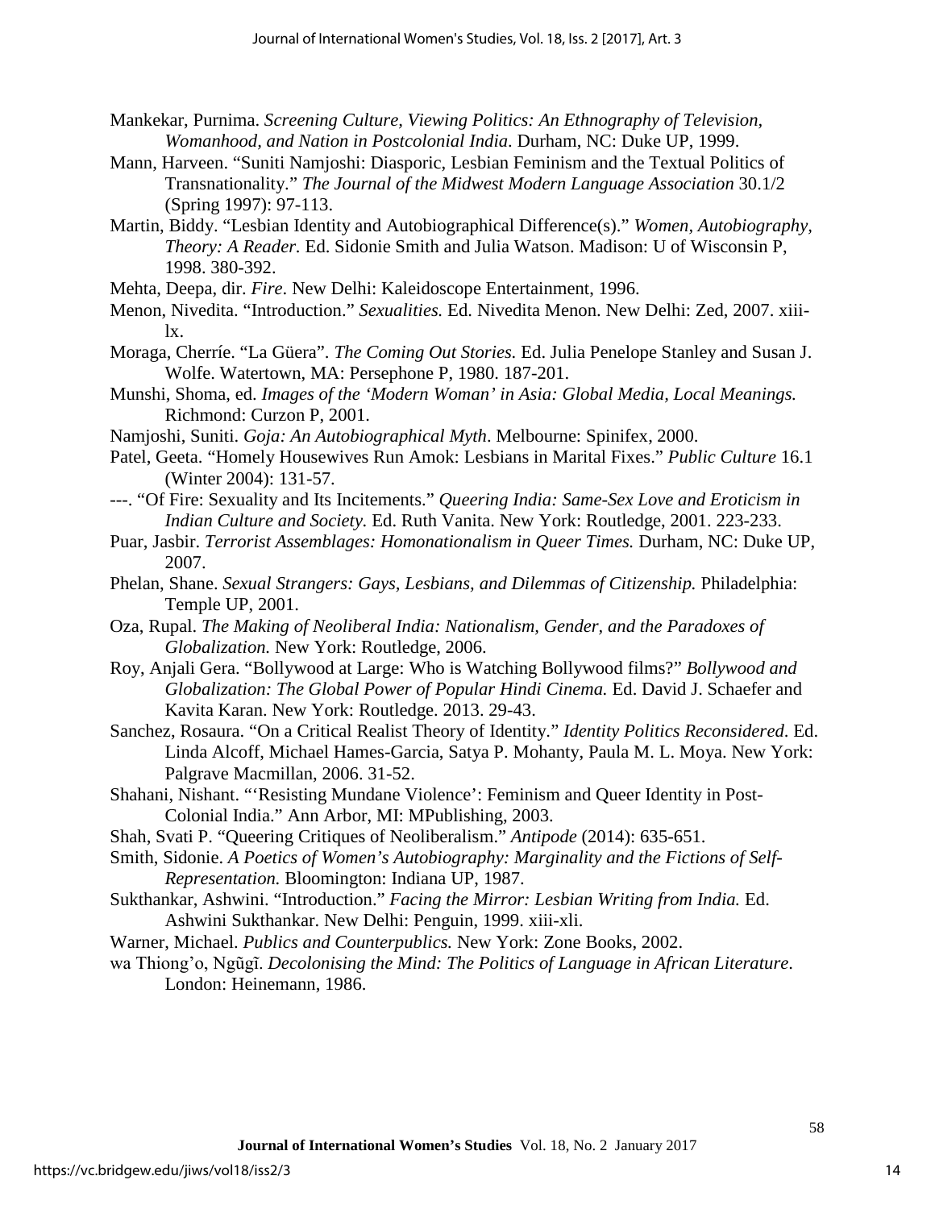Mankekar, Purnima. *Screening Culture, Viewing Politics: An Ethnography of Television, Womanhood, and Nation in Postcolonial India*. Durham, NC: Duke UP, 1999.

Mann, Harveen. "Suniti Namjoshi: Diasporic, Lesbian Feminism and the Textual Politics of Transnationality." *The Journal of the Midwest Modern Language Association* 30.1/2 (Spring 1997): 97-113.

Martin, Biddy. "Lesbian Identity and Autobiographical Difference(s)." *Women, Autobiography, Theory: A Reader.* Ed. Sidonie Smith and Julia Watson. Madison: U of Wisconsin P, 1998. 380-392.

Mehta, Deepa, dir. *Fire*. New Delhi: Kaleidoscope Entertainment, 1996.

Menon, Nivedita. "Introduction." *Sexualities.* Ed. Nivedita Menon. New Delhi: Zed, 2007. xiii-lx.

Moraga, Cherríe. "La Güera". *The Coming Out Stories.* Ed. Julia Penelope Stanley and Susan J. Wolfe. Watertown, MA: Persephone P, 1980. 187-201.

Munshi, Shoma, ed. *Images of the 'Modern Woman' in Asia: Global Media, Local Meanings.* Richmond: Curzon P, 2001.

Namjoshi, Suniti. *Goja: An Autobiographical Myth*. Melbourne: Spinifex, 2000.

Patel, Geeta. "Homely Housewives Run Amok: Lesbians in Marital Fixes." *Public Culture* 16.1 (Winter 2004): 131-57.

---. "Of Fire: Sexuality and Its Incitements." *Queering India: Same-Sex Love and Eroticism in Indian Culture and Society.* Ed. Ruth Vanita. New York: Routledge, 2001. 223-233.

Puar, Jasbir. *Terrorist Assemblages: Homonationalism in Queer Times.* Durham, NC: Duke UP, 2007.

Phelan, Shane. *Sexual Strangers: Gays, Lesbians, and Dilemmas of Citizenship.* Philadelphia: Temple UP, 2001.

Oza, Rupal. *The Making of Neoliberal India: Nationalism, Gender, and the Paradoxes of Globalization.* New York: Routledge, 2006.

Roy, Anjali Gera. "Bollywood at Large: Who is Watching Bollywood films?" *Bollywood and Globalization: The Global Power of Popular Hindi Cinema.* Ed. David J. Schaefer and Kavita Karan. New York: Routledge. 2013. 29-43.

Sanchez, Rosaura. "On a Critical Realist Theory of Identity." *Identity Politics Reconsidered*. Ed. Linda Alcoff, Michael Hames-Garcia, Satya P. Mohanty, Paula M. L. Moya. New York: Palgrave Macmillan, 2006. 31-52.

Shahani, Nishant. "'Resisting Mundane Violence': Feminism and Queer Identity in Post-Colonial India." Ann Arbor, MI: MPublishing, 2003.

Shah, Svati P. "Queering Critiques of Neoliberalism." *Antipode* (2014): 635-651.

Smith, Sidonie. *A Poetics of Women's Autobiography: Marginality and the Fictions of Self-Representation.* Bloomington: Indiana UP, 1987.

Sukthankar, Ashwini. "Introduction." *Facing the Mirror: Lesbian Writing from India.* Ed. Ashwini Sukthankar. New Delhi: Penguin, 1999. xiii-xli.

Warner, Michael. *Publics and Counterpublics.* New York: Zone Books, 2002.

wa Thiong'o, Ngũgĩ. *Decolonising the Mind: The Politics of Language in African Literature*. London: Heinemann, 1986.